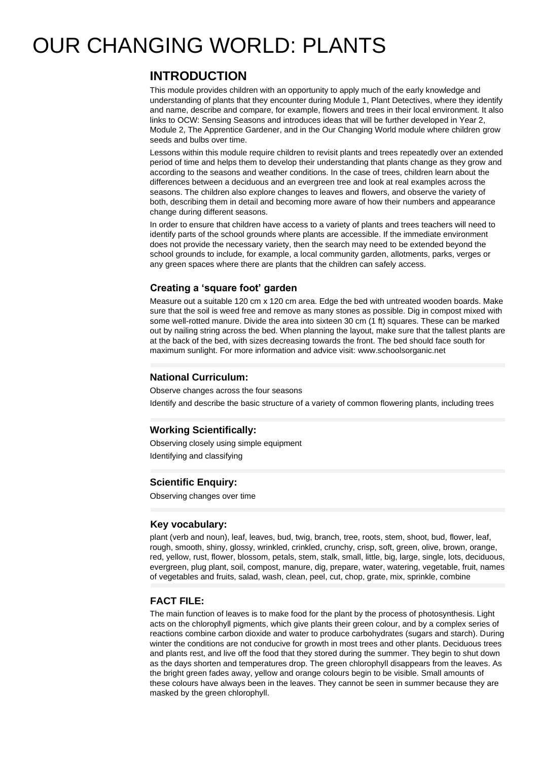# OUR CHANGING WORLD: PLANTS

## INTRODUCTION

This module provides children with an opportunity to apply much of the early knowledge and understanding of plants that they encounter during Module 1, Plant Detectives, where they identify and name, describe and compare, for example, flowers and trees in their local environment. It also links to OCW: Sensing Seasons and introduces ideas that will be further developed in Year 2, Module 2, The Apprentice Gardener, and in the Our Changing World module where children grow seeds and bulbs over time.

Lessons within this module require children to revisit plants and trees repeatedly over an extended period of time and helps them to develop their understanding that plants change as they grow and according to the seasons and weather conditions. In the case of trees, children learn about the differences between a deciduous and an evergreen tree and look at real examples across the seasons. The children also explore changes to leaves and flowers, and observe the variety of both, describing them in detail and becoming more aware of how their numbers and appearance change during different seasons.

In order to ensure that children have access to a variety of plants and trees teachers will need to identify parts of the school grounds where plants are accessible. If the immediate environment does not provide the necessary variety, then the search may need to be extended beyond the school grounds to include, for example, a local community garden, allotments, parks, verges or any green spaces where there are plants that the children can safely access.

### Creating a 'square foot' garden

Measure out a suitable 120 cm x 120 cm area. Edge the bed with untreated wooden boards. Make sure that the soil is weed free and remove as many stones as possible. Dig in compost mixed with some well-rotted manure. Divide the area into sixteen 30 cm (1 ft) squares. These can be marked out by nailing string across the bed. When planning the layout, make sure that the tallest plants are at the back of the bed, with sizes decreasing towards the front. The bed should face south for maximum sunlight. For more information and advice visit: www.schoolsorganic.net

### National Curriculum:

Observe changes across the four seasons

Identify and describe the basic structure of a variety of common flowering plants, including trees

### Working Scientifically:

Observing closely using simple equipment

Identifying and classifying

### Scientific Enquiry:

Observing changes over time

### Key vocabulary:

plant (verb and noun), leaf, leaves, bud, twig, branch, tree, roots, stem, shoot, bud, flower, leaf, rough, smooth, shiny, glossy, wrinkled, crinkled, crunchy, crisp, soft, green, olive, brown, orange, red, yellow, rust, flower, blossom, petals, stem, stalk, small, little, big, large, single, lots, deciduous, evergreen, plug plant, soil, compost, manure, dig, prepare, water, watering, vegetable, fruit, names of vegetables and fruits, salad, wash, clean, peel, cut, chop, grate, mix, sprinkle, combine

### FACT FILE:

The main function of leaves is to make food for the plant by the process of photosynthesis. Light acts on the chlorophyll pigments, which give plants their green colour, and by a complex series of reactions combine carbon dioxide and water to produce carbohydrates (sugars and starch). During winter the conditions are not conducive for growth in most trees and other plants. Deciduous trees and plants rest, and live off the food that they stored during the summer. They begin to shut down as the days shorten and temperatures drop. The green chlorophyll disappears from the leaves. As the bright green fades away, yellow and orange colours begin to be visible. Small amounts of these colours have always been in the leaves. They cannot be seen in summer because they are masked by the green chlorophyll.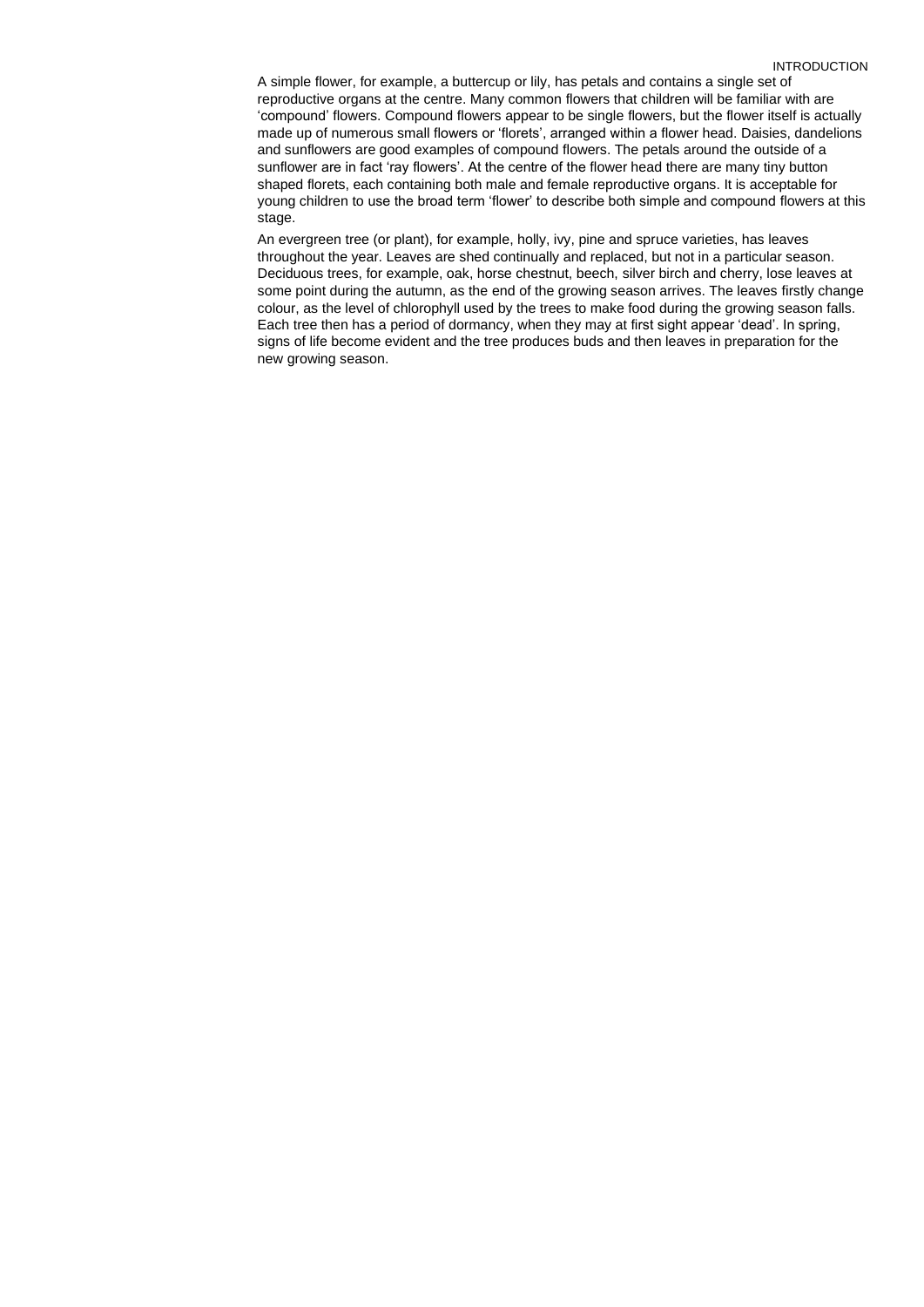A simple flower, for example, a buttercup or lily, has petals and contains a single set of reproductive organs at the centre. Many common flowers that children will be familiar with are 'compound' flowers. Compound flowers appear to be single flowers, but the flower itself is actually made up of numerous small flowers or 'florets', arranged within a flower head. Daisies, dandelions and sunflowers are good examples of compound flowers. The petals around the outside of a sunflower are in fact 'ray flowers'. At the centre of the flower head there are many tiny button shaped florets, each containing both male and female reproductive organs. It is acceptable for young children to use the broad term 'flower' to describe both simple and compound flowers at this stage.

An evergreen tree (or plant), for example, holly, ivy, pine and spruce varieties, has leaves throughout the year. Leaves are shed continually and replaced, but not in a particular season. Deciduous trees, for example, oak, horse chestnut, beech, silver birch and cherry, lose leaves at some point during the autumn, as the end of the growing season arrives. The leaves firstly change colour, as the level of chlorophyll used by the trees to make food during the growing season falls. Each tree then has a period of dormancy, when they may at first sight appear 'dead'. In spring, signs of life become evident and the tree produces buds and then leaves in preparation for the new growing season.